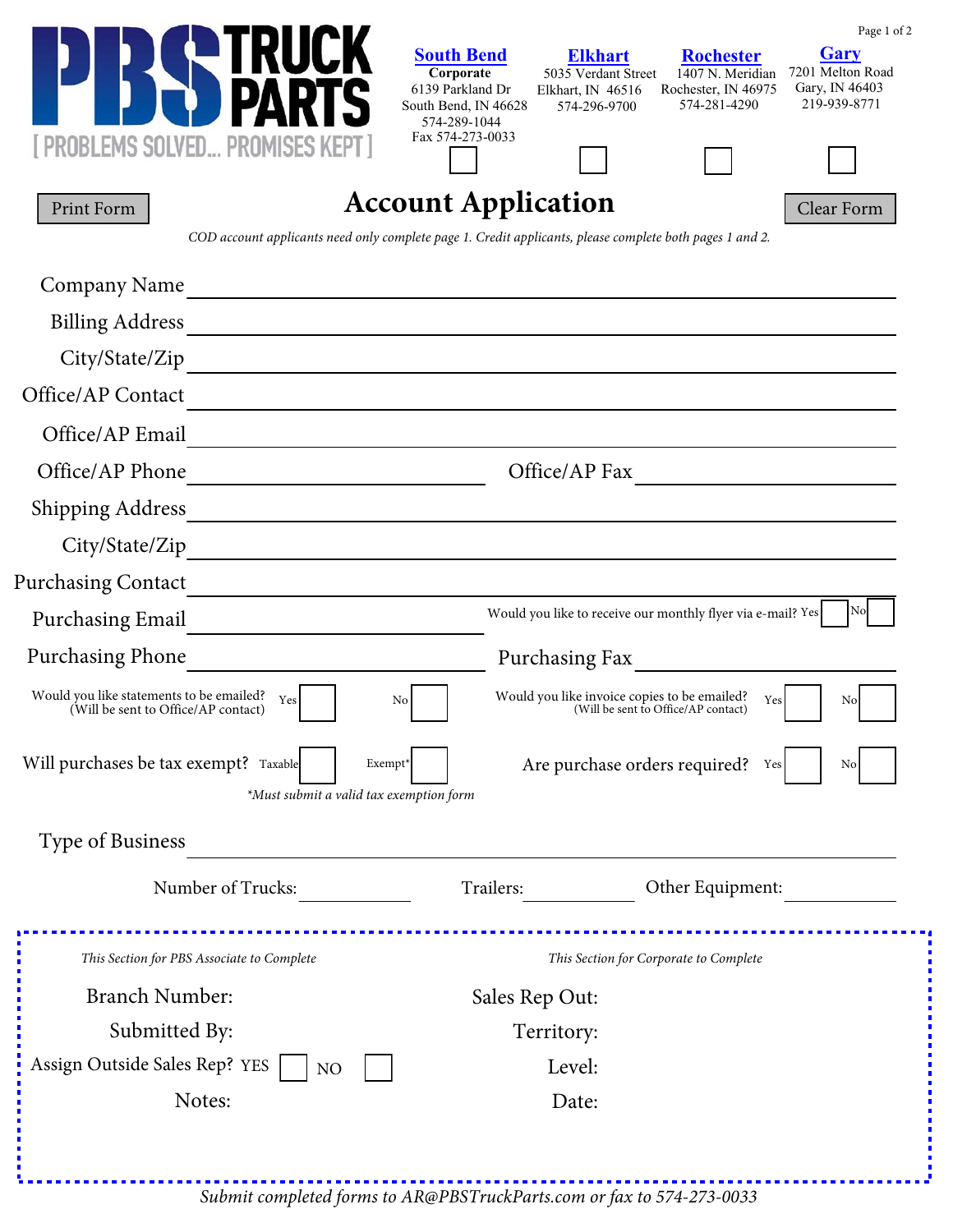**PBS TRUCK PARTS**

[ PROBLEMS SOLVED... PROMISES KEPT ]

| **South Bend** | **Elkhart** | **Rochester** | **Gary** |
|---|---|---|---|
| **Corporate** | 5035 Verdant Street | 1407 N. Meridian | 7201 Melton Road |
| 6139 Parkland Dr | Elkhart, IN 46516 | Rochester, IN 46975 | Gary, IN 46403 |
| South Bend, IN 46628 | 574-296-9700 | 574-281-4290 | 219-939-8771 |
| 574-289-1044 | | | |
| Fax 574-273-0033 | | | |
| ☐ | ☐ | ☐ | ☐ |

Print Form

# Account Application

Clear Form

*COD account applicants need only complete page 1. Credit applicants, please complete both pages 1 and 2.*

Company Name ______________________________

Billing Address ______________________________

City/State/Zip ______________________________

Office/AP Contact ______________________________

Office/AP Email ______________________________

Office/AP Phone ______________________ Office/AP Fax ______________________

Shipping Address ______________________________

City/State/Zip ______________________________

Purchasing Contact ______________________________

Purchasing Email ______________________ Would you like to receive our monthly flyer via e-mail? Yes ☐ No ☐

Purchasing Phone ______________________ Purchasing Fax ______________________

Would you like statements to be emailed? (Will be sent to Office/AP contact) Yes ☐ No ☐

Would you like invoice copies to be emailed? (Will be sent to Office/AP contact) Yes ☐ No ☐

Will purchases be tax exempt? Taxable ☐ Exempt* ☐

*\*Must submit a valid tax exemption form*

Are purchase orders required? Yes ☐ No ☐

Type of Business ______________________________

Number of Trucks: __________ Trailers: __________ Other Equipment: __________

---

*This Section for PBS Associate to Complete*

Branch Number:

Submitted By:

Assign Outside Sales Rep? YES ☐ NO ☐

Notes:

*This Section for Corporate to Complete*

Sales Rep Out:

Territory:

Level:

Date:

---

*Submit completed forms to AR@PBSTruckParts.com or fax to 574-273-0033*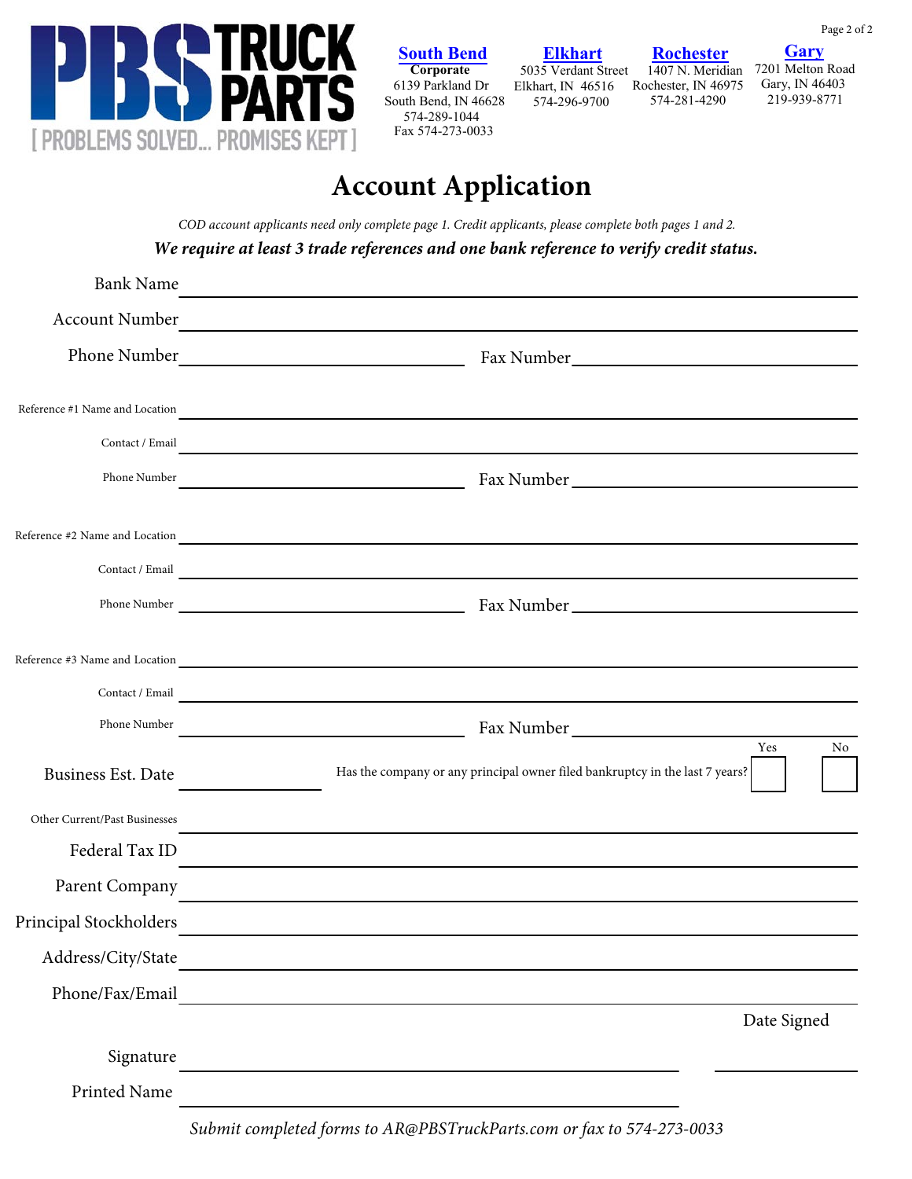PBS TRUCK PARTS
[ PROBLEMS SOLVED... PROMISES KEPT ]

**South Bend**
**Corporate**
6139 Parkland Dr
South Bend, IN 46628
574-289-1044
Fax 574-273-0033

**Elkhart**
5035 Verdant Street
Elkhart, IN 46516
574-296-9700

**Rochester**
1407 N. Meridian
Rochester, IN 46975
574-281-4290

**Gary**
7201 Melton Road
Gary, IN 46403
219-939-8771

# Account Application

*COD account applicants need only complete page 1. Credit applicants, please complete both pages 1 and 2.*

***We require at least 3 trade references and one bank reference to verify credit status.***

Bank Name ______________________________

Account Number ______________________________

Phone Number ______________________ Fax Number ______________________

Reference #1 Name and Location ______________________________

Contact / Email ______________________________

Phone Number ______________________ Fax Number ______________________

Reference #2 Name and Location ______________________________

Contact / Email ______________________________

Phone Number ______________________ Fax Number ______________________

Reference #3 Name and Location ______________________________

Contact / Email ______________________________

Phone Number ______________________ Fax Number ______________________

Business Est. Date ______________ Has the company or any principal owner filed bankruptcy in the last 7 years? Yes ☐ No ☐

Other Current/Past Businesses ______________________________

Federal Tax ID ______________________________

Parent Company ______________________________

Principal Stockholders ______________________________

Address/City/State ______________________________

Phone/Fax/Email ______________________________

Signature ______________________________ Date Signed ______________

Printed Name ______________________________

*Submit completed forms to AR@PBSTruckParts.com or fax to 574-273-0033*